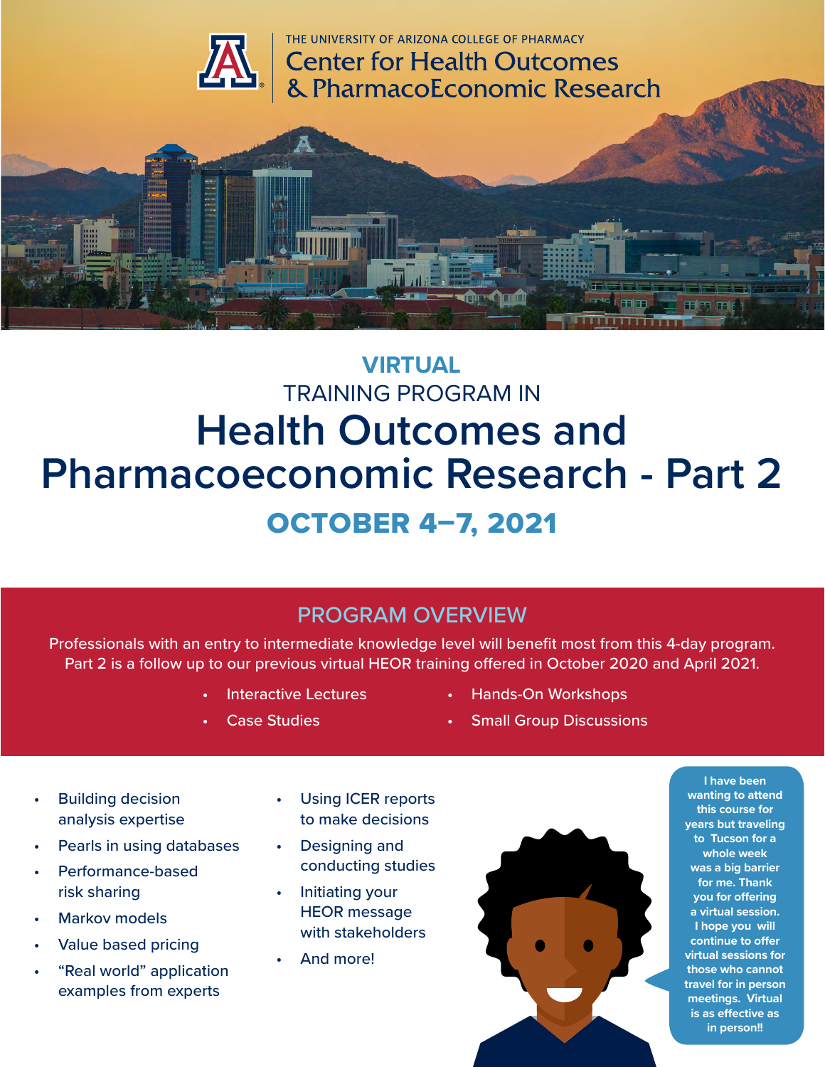THE UNIVERSITY OF ARIZONA COLLEGE OF PHARMACY

Center for Health Outcomes & PharmacoEconomic Research

**VIRTUAL**

TRAINING PROGRAM IN

# Health Outcomes and Pharmacoeconomic Research - Part 2

## OCTOBER 4–7, 2021

## PROGRAM OVERVIEW

Professionals with an entry to intermediate knowledge level will benefit most from this 4-day program. Part 2 is a follow up to our previous virtual HEOR training offered in October 2020 and April 2021.

- Interactive Lectures
- Case Studies
- Hands-On Workshops
- Small Group Discussions

- Building decision analysis expertise
- Pearls in using databases
- Performance-based risk sharing
- Markov models
- Value based pricing
- "Real world" application examples from experts
- Using ICER reports to make decisions
- Designing and conducting studies
- Initiating your HEOR message with stakeholders
- And more!

**I have been wanting to attend this course for years but traveling to Tucson for a whole week was a big barrier for me. Thank you for offering a virtual session. I hope you will continue to offer virtual sessions for those who cannot travel for in person meetings. Virtual is as effective as in person!!**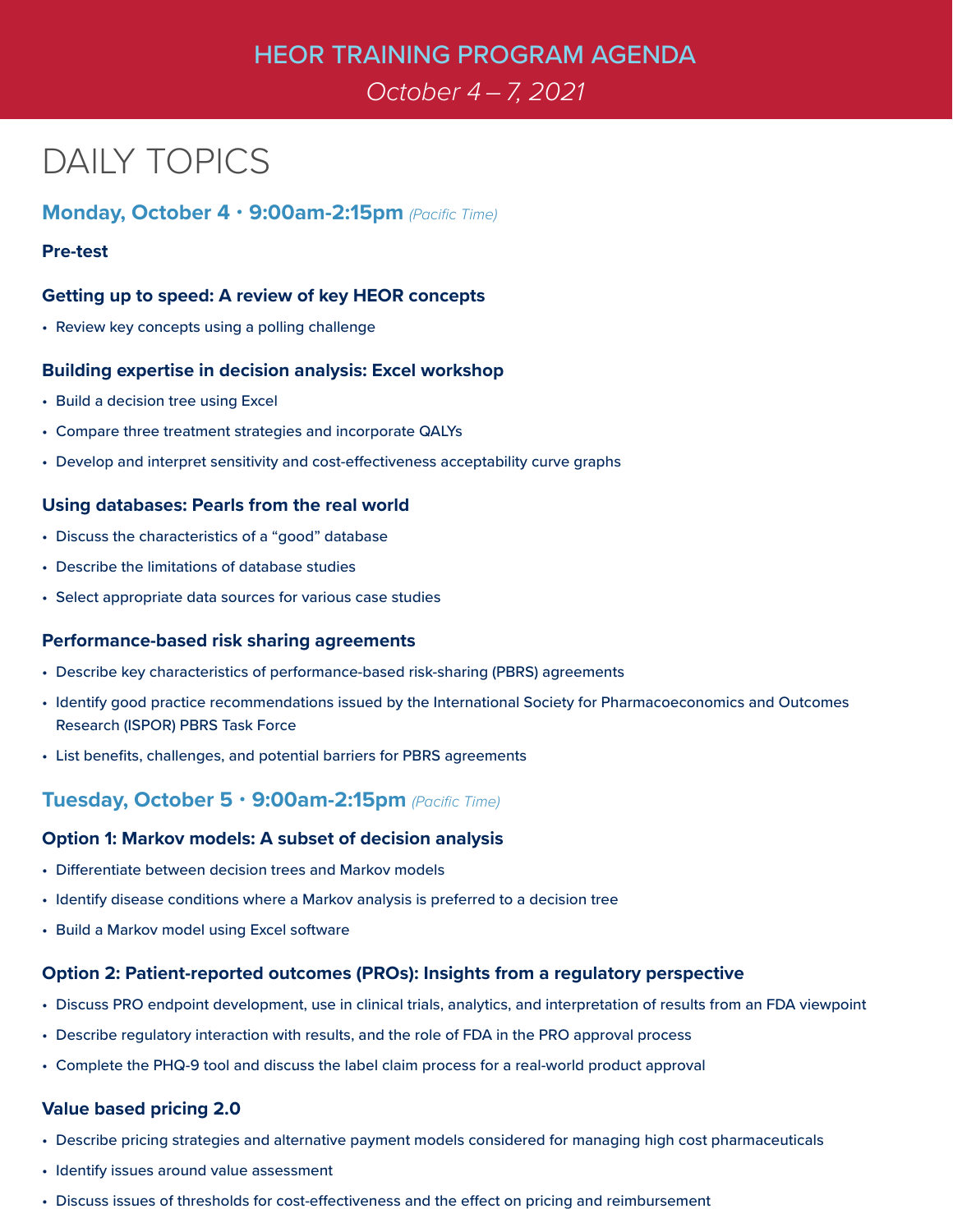# HEOR TRAINING PROGRAM AGENDA

*October 4 – 7, 2021*

## DAILY TOPICS

### Monday, October 4 • 9:00am-2:15pm *(Pacific Time)*

**Pre-test**

**Getting up to speed: A review of key HEOR concepts**

- Review key concepts using a polling challenge

**Building expertise in decision analysis: Excel workshop**

- Build a decision tree using Excel
- Compare three treatment strategies and incorporate QALYs
- Develop and interpret sensitivity and cost-effectiveness acceptability curve graphs

**Using databases: Pearls from the real world**

- Discuss the characteristics of a “good” database
- Describe the limitations of database studies
- Select appropriate data sources for various case studies

**Performance-based risk sharing agreements**

- Describe key characteristics of performance-based risk-sharing (PBRS) agreements
- Identify good practice recommendations issued by the International Society for Pharmacoeconomics and Outcomes Research (ISPOR) PBRS Task Force
- List benefits, challenges, and potential barriers for PBRS agreements

### Tuesday, October 5 • 9:00am-2:15pm *(Pacific Time)*

**Option 1: Markov models: A subset of decision analysis**

- Differentiate between decision trees and Markov models
- Identify disease conditions where a Markov analysis is preferred to a decision tree
- Build a Markov model using Excel software

**Option 2: Patient-reported outcomes (PROs): Insights from a regulatory perspective**

- Discuss PRO endpoint development, use in clinical trials, analytics, and interpretation of results from an FDA viewpoint
- Describe regulatory interaction with results, and the role of FDA in the PRO approval process
- Complete the PHQ-9 tool and discuss the label claim process for a real-world product approval

**Value based pricing 2.0**

- Describe pricing strategies and alternative payment models considered for managing high cost pharmaceuticals
- Identify issues around value assessment
- Discuss issues of thresholds for cost-effectiveness and the effect on pricing and reimbursement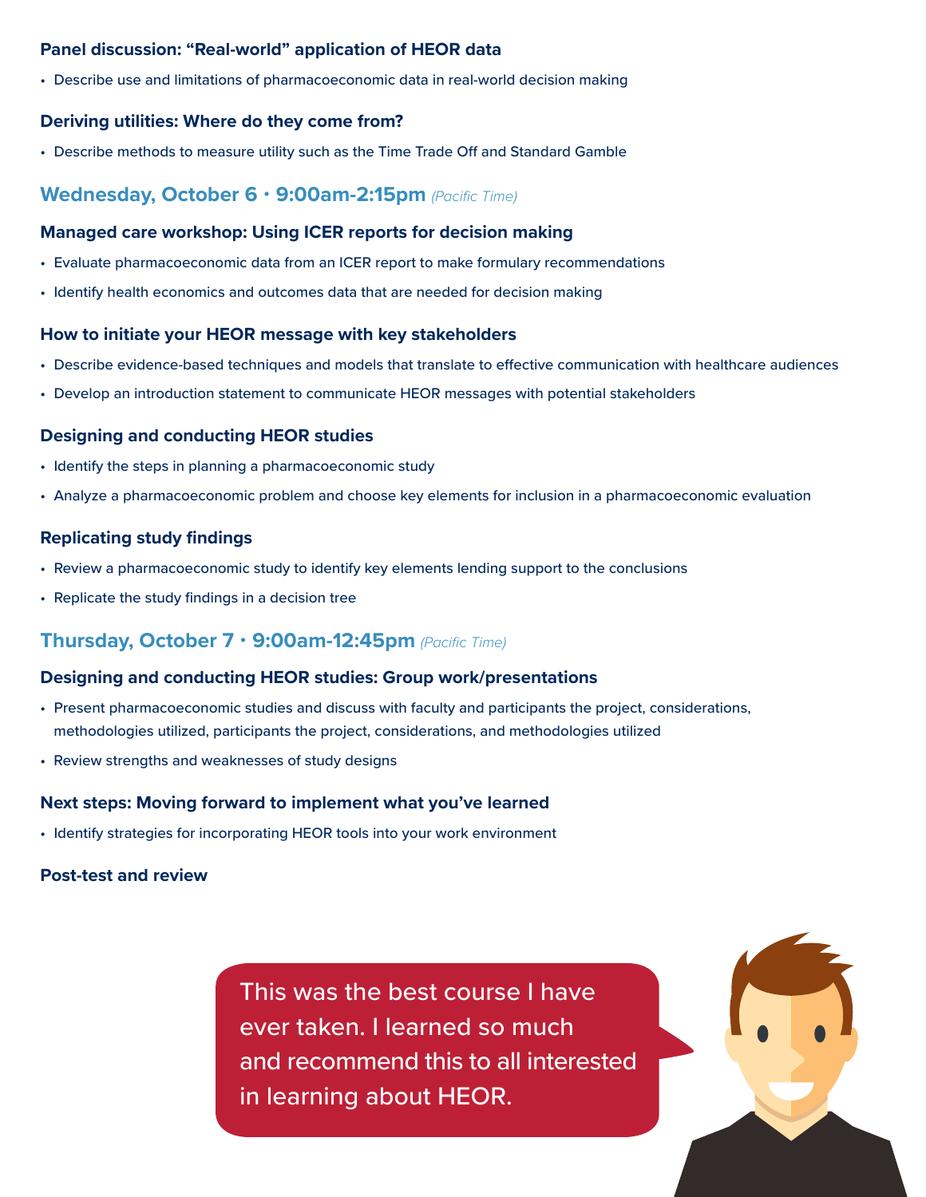### Panel discussion: "Real-world" application of HEOR data

- Describe use and limitations of pharmacoeconomic data in real-world decision making

### Deriving utilities: Where do they come from?

- Describe methods to measure utility such as the Time Trade Off and Standard Gamble

## Wednesday, October 6 • 9:00am-2:15pm *(Pacific Time)*

### Managed care workshop: Using ICER reports for decision making

- Evaluate pharmacoeconomic data from an ICER report to make formulary recommendations
- Identify health economics and outcomes data that are needed for decision making

### How to initiate your HEOR message with key stakeholders

- Describe evidence-based techniques and models that translate to effective communication with healthcare audiences
- Develop an introduction statement to communicate HEOR messages with potential stakeholders

### Designing and conducting HEOR studies

- Identify the steps in planning a pharmacoeconomic study
- Analyze a pharmacoeconomic problem and choose key elements for inclusion in a pharmacoeconomic evaluation

### Replicating study findings

- Review a pharmacoeconomic study to identify key elements lending support to the conclusions
- Replicate the study findings in a decision tree

## Thursday, October 7 • 9:00am-12:45pm *(Pacific Time)*

### Designing and conducting HEOR studies: Group work/presentations

- Present pharmacoeconomic studies and discuss with faculty and participants the project, considerations, methodologies utilized, participants the project, considerations, and methodologies utilized
- Review strengths and weaknesses of study designs

### Next steps: Moving forward to implement what you've learned

- Identify strategies for incorporating HEOR tools into your work environment

### Post-test and review

This was the best course I have ever taken. I learned so much and recommend this to all interested in learning about HEOR.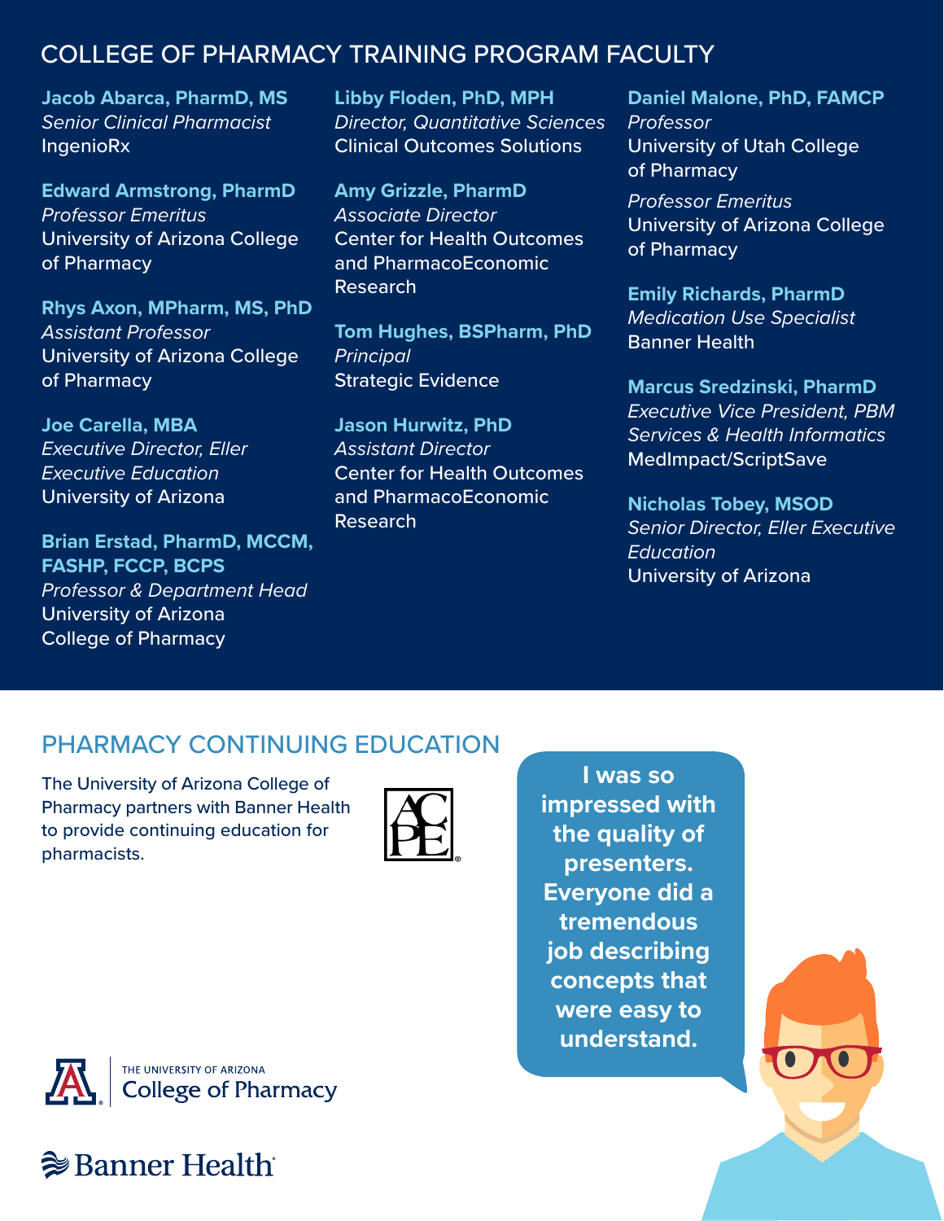## COLLEGE OF PHARMACY TRAINING PROGRAM FACULTY

**Jacob Abarca, PharmD, MS**
*Senior Clinical Pharmacist*
IngenioRx

**Edward Armstrong, PharmD**
*Professor Emeritus*
University of Arizona College of Pharmacy

**Rhys Axon, MPharm, MS, PhD**
*Assistant Professor*
University of Arizona College of Pharmacy

**Joe Carella, MBA**
*Executive Director, Eller Executive Education*
University of Arizona

**Brian Erstad, PharmD, MCCM, FASHP, FCCP, BCPS**
*Professor & Department Head*
University of Arizona College of Pharmacy

**Libby Floden, PhD, MPH**
*Director, Quantitative Sciences*
Clinical Outcomes Solutions

**Amy Grizzle, PharmD**
*Associate Director*
Center for Health Outcomes and PharmacoEconomic Research

**Tom Hughes, BSPharm, PhD**
*Principal*
Strategic Evidence

**Jason Hurwitz, PhD**
*Assistant Director*
Center for Health Outcomes and PharmacoEconomic Research

**Daniel Malone, PhD, FAMCP**
*Professor*
University of Utah College of Pharmacy
*Professor Emeritus*
University of Arizona College of Pharmacy

**Emily Richards, PharmD**
*Medication Use Specialist*
Banner Health

**Marcus Sredzinski, PharmD**
*Executive Vice President, PBM Services & Health Informatics*
MedImpact/ScriptSave

**Nicholas Tobey, MSOD**
*Senior Director, Eller Executive Education*
University of Arizona

## PHARMACY CONTINUING EDUCATION

The University of Arizona College of Pharmacy partners with Banner Health to provide continuing education for pharmacists.

ACPE

**I was so impressed with the quality of presenters. Everyone did a tremendous job describing concepts that were easy to understand.**

The University of Arizona College of Pharmacy

Banner Health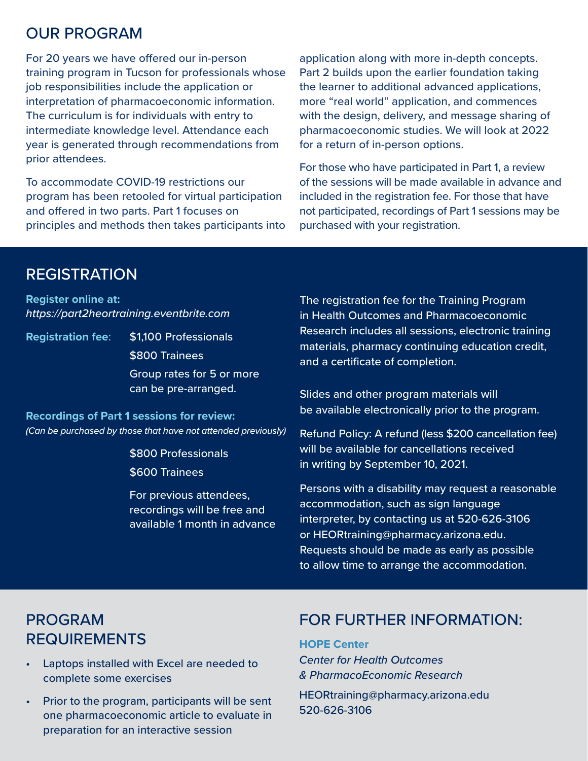## OUR PROGRAM

For 20 years we have offered our in-person training program in Tucson for professionals whose job responsibilities include the application or interpretation of pharmacoeconomic information. The curriculum is for individuals with entry to intermediate knowledge level. Attendance each year is generated through recommendations from prior attendees.

To accommodate COVID-19 restrictions our program has been retooled for virtual participation and offered in two parts. Part 1 focuses on principles and methods then takes participants into application along with more in-depth concepts. Part 2 builds upon the earlier foundation taking the learner to additional advanced applications, more "real world" application, and commences with the design, delivery, and message sharing of pharmacoeconomic studies. We will look at 2022 for a return of in-person options.

For those who have participated in Part 1, a review of the sessions will be made available in advance and included in the registration fee. For those that have not participated, recordings of Part 1 sessions may be purchased with your registration.

## REGISTRATION

**Register online at:**
*https://part2heortraining.eventbrite.com*

**Registration fee**:
- $1,100 Professionals
- $800 Trainees
- Group rates for 5 or more can be pre-arranged.

**Recordings of Part 1 sessions for review:**
*(Can be purchased by those that have not attended previously)*
- $800 Professionals
- $600 Trainees

For previous attendees, recordings will be free and available 1 month in advance

The registration fee for the Training Program in Health Outcomes and Pharmacoeconomic Research includes all sessions, electronic training materials, pharmacy continuing education credit, and a certificate of completion.

Slides and other program materials will be available electronically prior to the program.

Refund Policy: A refund (less $200 cancellation fee) will be available for cancellations received in writing by September 10, 2021.

Persons with a disability may request a reasonable accommodation, such as sign language interpreter, by contacting us at 520-626-3106 or HEORtraining@pharmacy.arizona.edu. Requests should be made as early as possible to allow time to arrange the accommodation.

## PROGRAM REQUIREMENTS

- Laptops installed with Excel are needed to complete some exercises
- Prior to the program, participants will be sent one pharmacoeconomic article to evaluate in preparation for an interactive session

## FOR FURTHER INFORMATION:

**HOPE Center**
*Center for Health Outcomes*
*& PharmacoEconomic Research*

HEORtraining@pharmacy.arizona.edu
520-626-3106